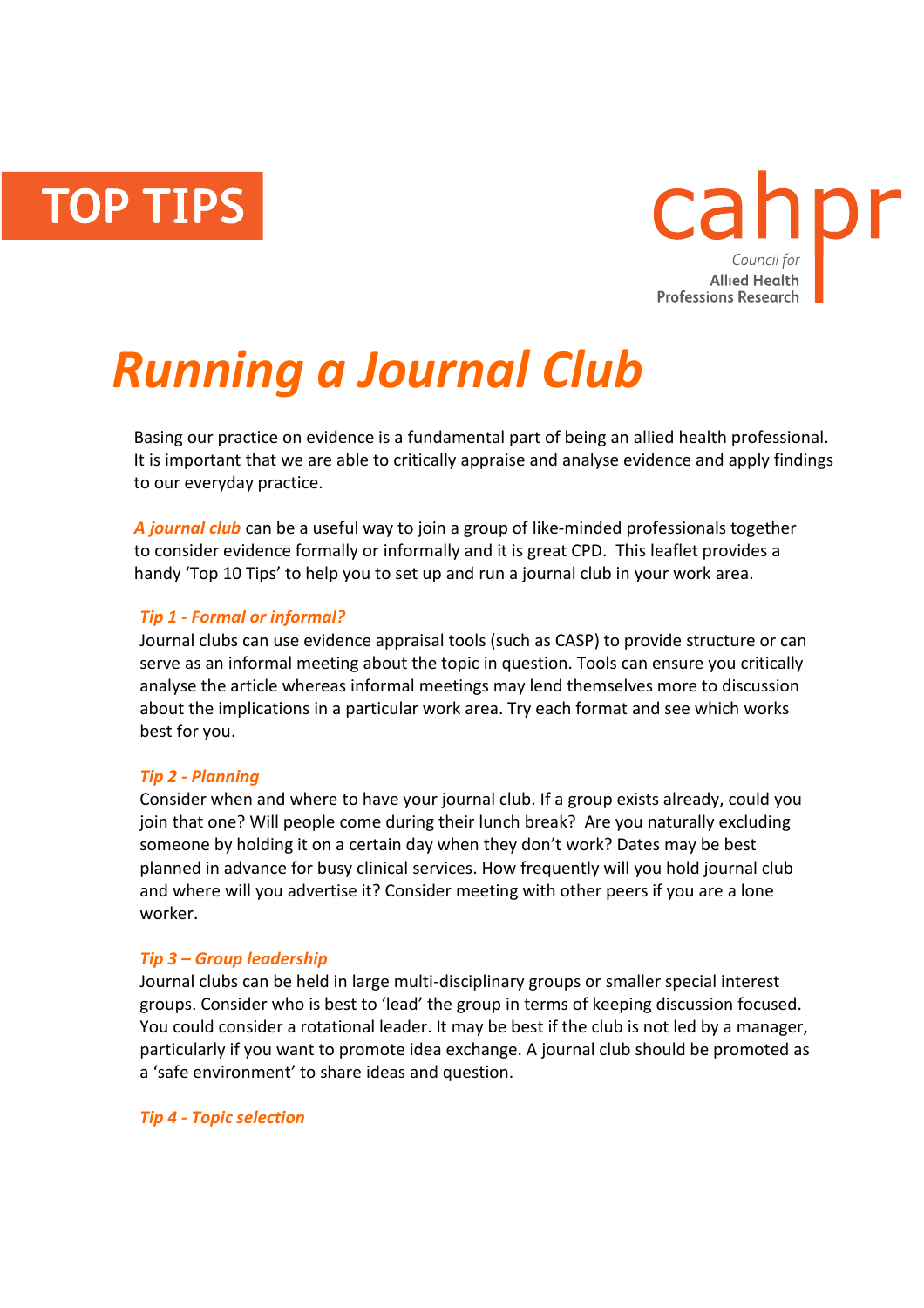TOP TIPS

cahpr
*Council for*
**Allied Health Professions Research**

# *Running a Journal Club*

Basing our practice on evidence is a fundamental part of being an allied health professional. It is important that we are able to critically appraise and analyse evidence and apply findings to our everyday practice.

***A journal club*** can be a useful way to join a group of like-minded professionals together to consider evidence formally or informally and it is great CPD. This leaflet provides a handy 'Top 10 Tips' to help you to set up and run a journal club in your work area.

### *Tip 1 - Formal or informal?*

Journal clubs can use evidence appraisal tools (such as CASP) to provide structure or can serve as an informal meeting about the topic in question. Tools can ensure you critically analyse the article whereas informal meetings may lend themselves more to discussion about the implications in a particular work area. Try each format and see which works best for you.

### *Tip 2 - Planning*

Consider when and where to have your journal club. If a group exists already, could you join that one? Will people come during their lunch break? Are you naturally excluding someone by holding it on a certain day when they don't work? Dates may be best planned in advance for busy clinical services. How frequently will you hold journal club and where will you advertise it? Consider meeting with other peers if you are a lone worker.

### *Tip 3 – Group leadership*

Journal clubs can be held in large multi-disciplinary groups or smaller special interest groups. Consider who is best to 'lead' the group in terms of keeping discussion focused. You could consider a rotational leader. It may be best if the club is not led by a manager, particularly if you want to promote idea exchange. A journal club should be promoted as a 'safe environment' to share ideas and question.

### *Tip 4 - Topic selection*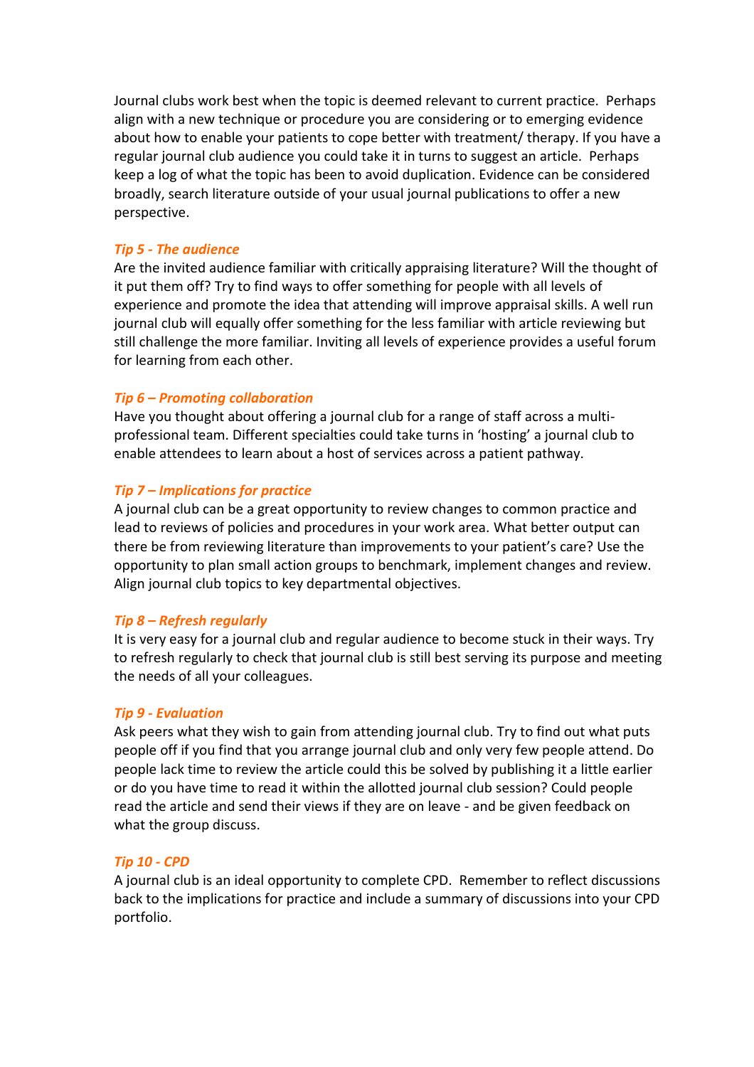Journal clubs work best when the topic is deemed relevant to current practice. Perhaps align with a new technique or procedure you are considering or to emerging evidence about how to enable your patients to cope better with treatment/ therapy. If you have a regular journal club audience you could take it in turns to suggest an article. Perhaps keep a log of what the topic has been to avoid duplication. Evidence can be considered broadly, search literature outside of your usual journal publications to offer a new perspective.

### *Tip 5 - The audience*

Are the invited audience familiar with critically appraising literature? Will the thought of it put them off? Try to find ways to offer something for people with all levels of experience and promote the idea that attending will improve appraisal skills. A well run journal club will equally offer something for the less familiar with article reviewing but still challenge the more familiar. Inviting all levels of experience provides a useful forum for learning from each other.

### *Tip 6 – Promoting collaboration*

Have you thought about offering a journal club for a range of staff across a multi-professional team. Different specialties could take turns in 'hosting' a journal club to enable attendees to learn about a host of services across a patient pathway.

### *Tip 7 – Implications for practice*

A journal club can be a great opportunity to review changes to common practice and lead to reviews of policies and procedures in your work area. What better output can there be from reviewing literature than improvements to your patient's care? Use the opportunity to plan small action groups to benchmark, implement changes and review. Align journal club topics to key departmental objectives.

### *Tip 8 – Refresh regularly*

It is very easy for a journal club and regular audience to become stuck in their ways. Try to refresh regularly to check that journal club is still best serving its purpose and meeting the needs of all your colleagues.

### *Tip 9 - Evaluation*

Ask peers what they wish to gain from attending journal club. Try to find out what puts people off if you find that you arrange journal club and only very few people attend. Do people lack time to review the article could this be solved by publishing it a little earlier or do you have time to read it within the allotted journal club session? Could people read the article and send their views if they are on leave - and be given feedback on what the group discuss.

### *Tip 10 - CPD*

A journal club is an ideal opportunity to complete CPD. Remember to reflect discussions back to the implications for practice and include a summary of discussions into your CPD portfolio.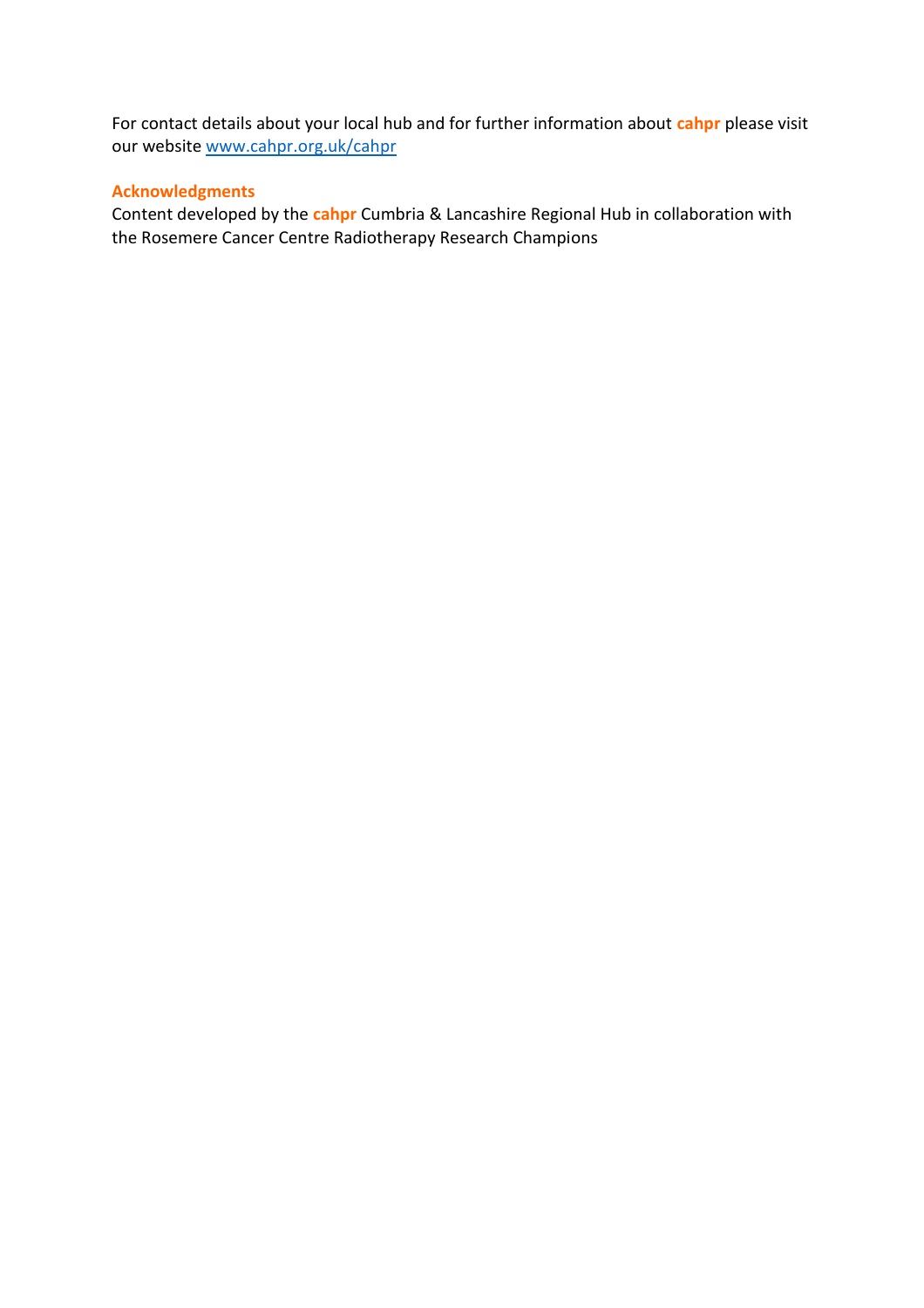For contact details about your local hub and for further information about **cahpr** please visit our website [www.cahpr.org.uk/cahpr](www.cahpr.org.uk/cahpr)

## Acknowledgments

Content developed by the **cahpr** Cumbria & Lancashire Regional Hub in collaboration with the Rosemere Cancer Centre Radiotherapy Research Champions